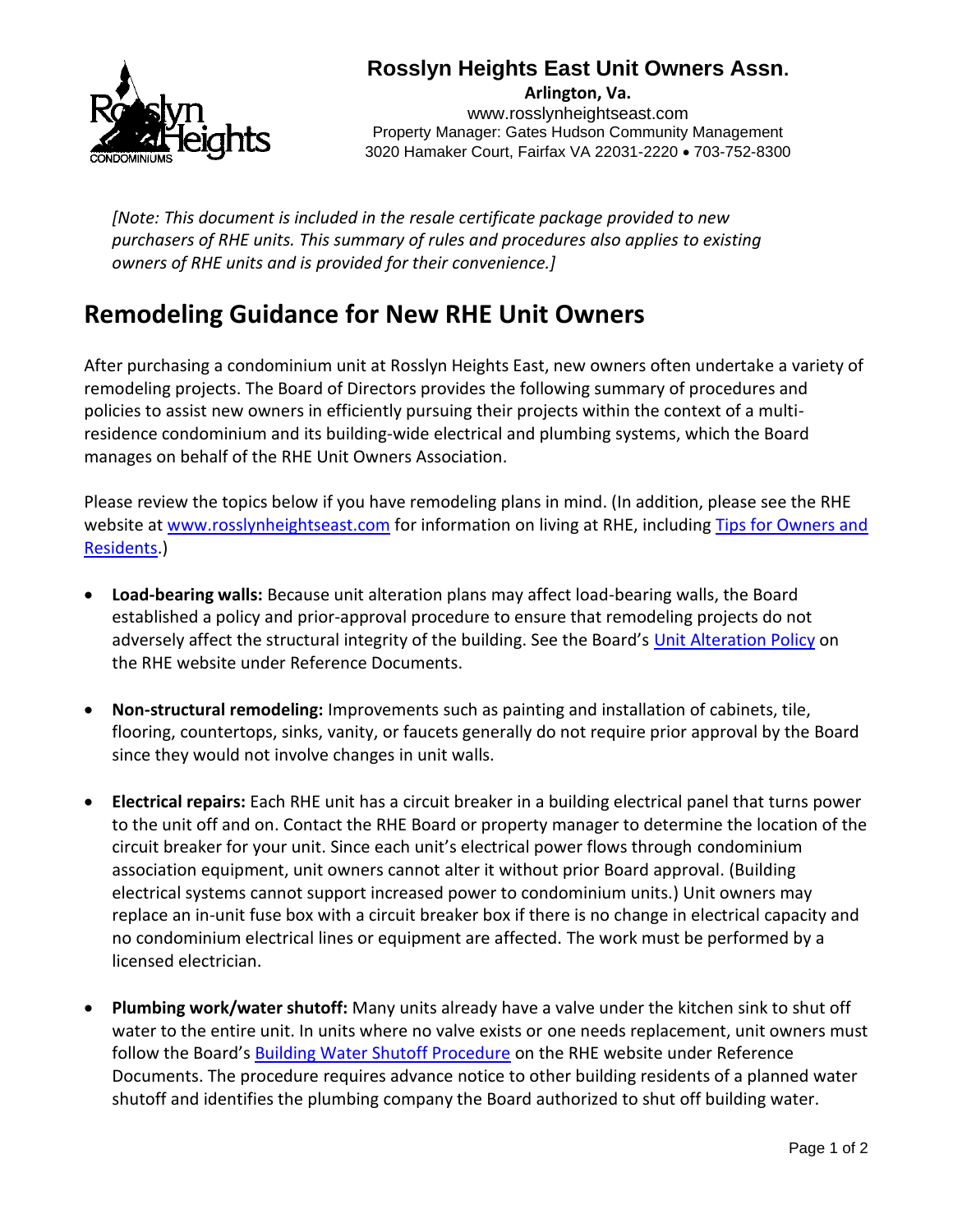**Rosslyn Heights East Unit Owners Assn.**

**Arlington, Va.**

www.rosslynheightseast.com

Property Manager: Gates Hudson Community Management

3020 Hamaker Court, Fairfax VA 22031-2220 • 703-752-8300

*[Note: This document is included in the resale certificate package provided to new purchasers of RHE units. This summary of rules and procedures also applies to existing owners of RHE units and is provided for their convenience.]*

# Remodeling Guidance for New RHE Unit Owners

After purchasing a condominium unit at Rosslyn Heights East, new owners often undertake a variety of remodeling projects. The Board of Directors provides the following summary of procedures and policies to assist new owners in efficiently pursuing their projects within the context of a multi-residence condominium and its building-wide electrical and plumbing systems, which the Board manages on behalf of the RHE Unit Owners Association.

Please review the topics below if you have remodeling plans in mind. (In addition, please see the RHE website at www.rosslynheightseast.com for information on living at RHE, including Tips for Owners and Residents.)

- **Load-bearing walls:** Because unit alteration plans may affect load-bearing walls, the Board established a policy and prior-approval procedure to ensure that remodeling projects do not adversely affect the structural integrity of the building. See the Board's Unit Alteration Policy on the RHE website under Reference Documents.
- **Non-structural remodeling:** Improvements such as painting and installation of cabinets, tile, flooring, countertops, sinks, vanity, or faucets generally do not require prior approval by the Board since they would not involve changes in unit walls.
- **Electrical repairs:** Each RHE unit has a circuit breaker in a building electrical panel that turns power to the unit off and on. Contact the RHE Board or property manager to determine the location of the circuit breaker for your unit. Since each unit's electrical power flows through condominium association equipment, unit owners cannot alter it without prior Board approval. (Building electrical systems cannot support increased power to condominium units.) Unit owners may replace an in-unit fuse box with a circuit breaker box if there is no change in electrical capacity and no condominium electrical lines or equipment are affected. The work must be performed by a licensed electrician.
- **Plumbing work/water shutoff:** Many units already have a valve under the kitchen sink to shut off water to the entire unit. In units where no valve exists or one needs replacement, unit owners must follow the Board's Building Water Shutoff Procedure on the RHE website under Reference Documents. The procedure requires advance notice to other building residents of a planned water shutoff and identifies the plumbing company the Board authorized to shut off building water.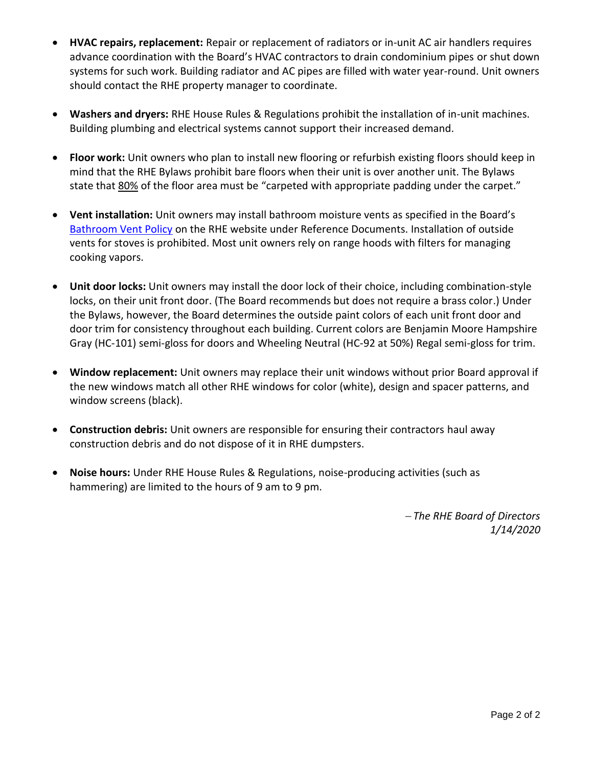- **HVAC repairs, replacement:** Repair or replacement of radiators or in-unit AC air handlers requires advance coordination with the Board's HVAC contractors to drain condominium pipes or shut down systems for such work. Building radiator and AC pipes are filled with water year-round. Unit owners should contact the RHE property manager to coordinate.

- **Washers and dryers:** RHE House Rules & Regulations prohibit the installation of in-unit machines. Building plumbing and electrical systems cannot support their increased demand.

- **Floor work:** Unit owners who plan to install new flooring or refurbish existing floors should keep in mind that the RHE Bylaws prohibit bare floors when their unit is over another unit. The Bylaws state that <u>80%</u> of the floor area must be "carpeted with appropriate padding under the carpet."

- **Vent installation:** Unit owners may install bathroom moisture vents as specified in the Board's Bathroom Vent Policy on the RHE website under Reference Documents. Installation of outside vents for stoves is prohibited. Most unit owners rely on range hoods with filters for managing cooking vapors.

- **Unit door locks:** Unit owners may install the door lock of their choice, including combination-style locks, on their unit front door. (The Board recommends but does not require a brass color.) Under the Bylaws, however, the Board determines the outside paint colors of each unit front door and door trim for consistency throughout each building. Current colors are Benjamin Moore Hampshire Gray (HC-101) semi-gloss for doors and Wheeling Neutral (HC-92 at 50%) Regal semi-gloss for trim.

- **Window replacement:** Unit owners may replace their unit windows without prior Board approval if the new windows match all other RHE windows for color (white), design and spacer patterns, and window screens (black).

- **Construction debris:** Unit owners are responsible for ensuring their contractors haul away construction debris and do not dispose of it in RHE dumpsters.

- **Noise hours:** Under RHE House Rules & Regulations, noise-producing activities (such as hammering) are limited to the hours of 9 am to 9 pm.

*– The RHE Board of Directors*
*1/14/2020*